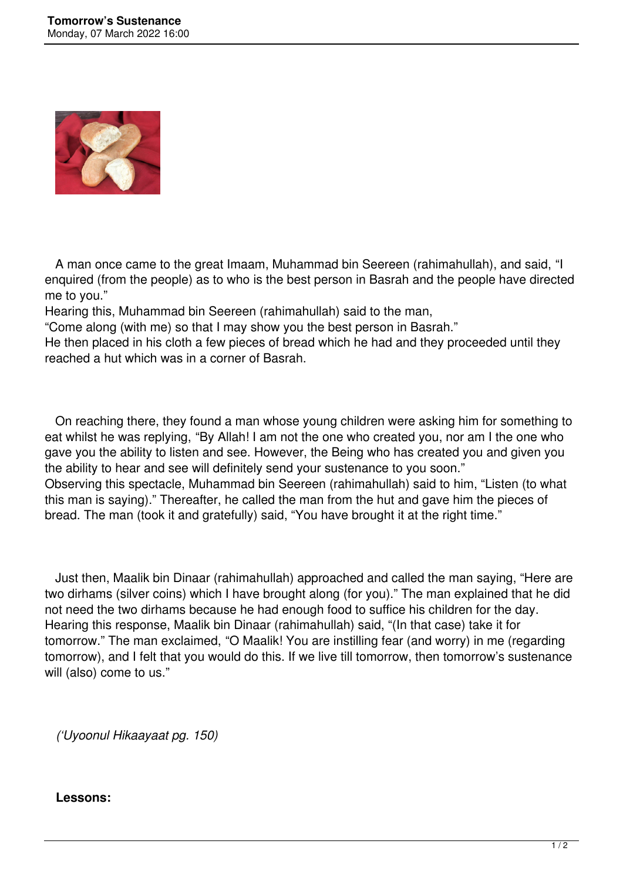# Tomorrow's Sustenance

Monday, 07 March 2022 16:00

A man once came to the great Imaam, Muhammad bin Seereen (rahimahullah), and said, "I enquired (from the people) as to who is the best person in Basrah and the people have directed me to you."
Hearing this, Muhammad bin Seereen (rahimahullah) said to the man,
"Come along (with me) so that I may show you the best person in Basrah."
He then placed in his cloth a few pieces of bread which he had and they proceeded until they reached a hut which was in a corner of Basrah.

On reaching there, they found a man whose young children were asking him for something to eat whilst he was replying, "By Allah! I am not the one who created you, nor am I the one who gave you the ability to listen and see. However, the Being who has created you and given you the ability to hear and see will definitely send your sustenance to you soon."
Observing this spectacle, Muhammad bin Seereen (rahimahullah) said to him, "Listen (to what this man is saying)." Thereafter, he called the man from the hut and gave him the pieces of bread. The man (took it and gratefully) said, "You have brought it at the right time."

Just then, Maalik bin Dinaar (rahimahullah) approached and called the man saying, "Here are two dirhams (silver coins) which I have brought along (for you)." The man explained that he did not need the two dirhams because he had enough food to suffice his children for the day. Hearing this response, Maalik bin Dinaar (rahimahullah) said, "(In that case) take it for tomorrow." The man exclaimed, "O Maalik! You are instilling fear (and worry) in me (regarding tomorrow), and I felt that you would do this. If we live till tomorrow, then tomorrow's sustenance will (also) come to us."

*('Uyoonul Hikaayaat pg. 150)*

**Lessons:**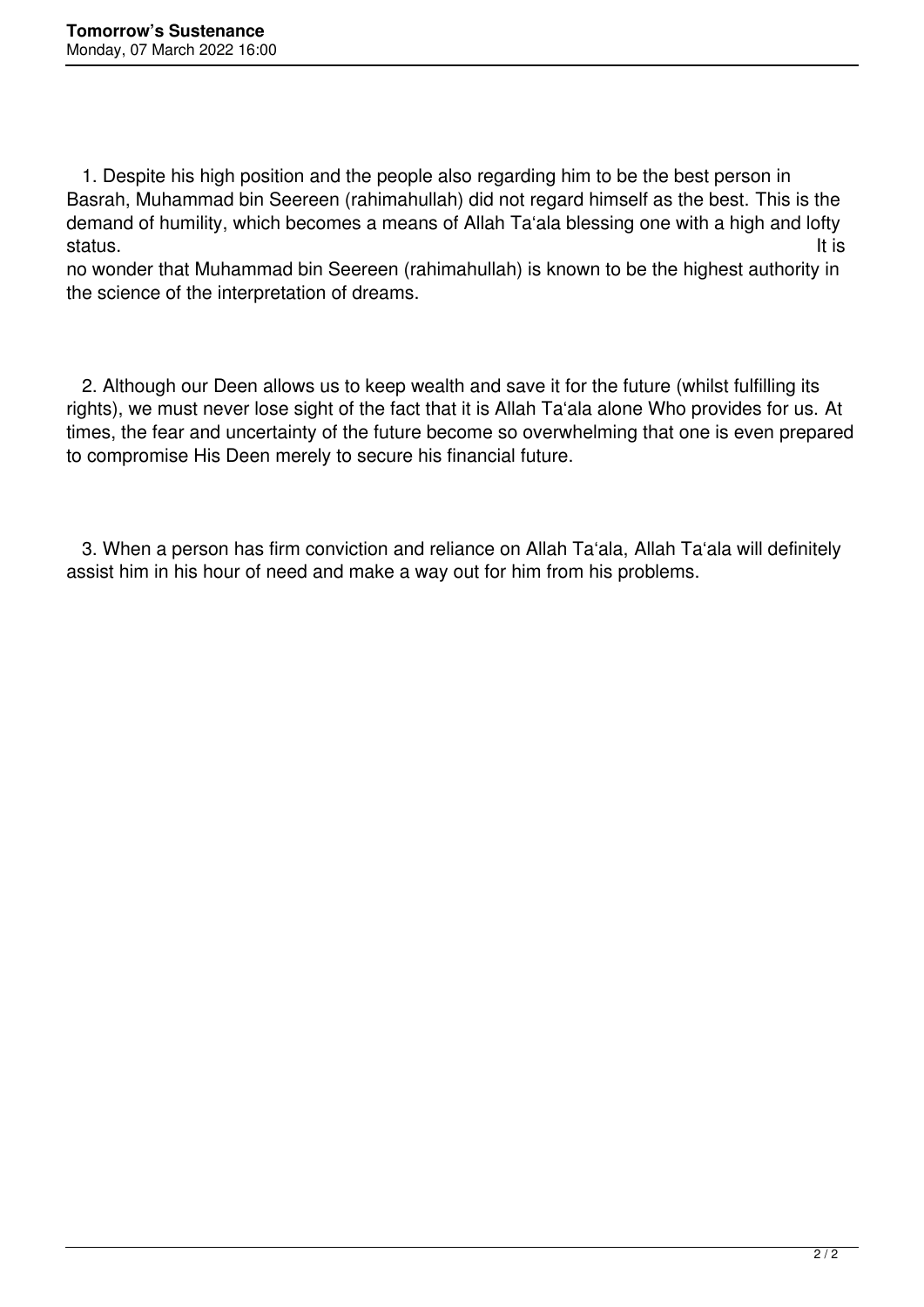1. Despite his high position and the people also regarding him to be the best person in Basrah, Muhammad bin Seereen (rahimahullah) did not regard himself as the best. This is the demand of humility, which becomes a means of Allah Ta'ala blessing one with a high and lofty status. It is no wonder that Muhammad bin Seereen (rahimahullah) is known to be the highest authority in the science of the interpretation of dreams.

2. Although our Deen allows us to keep wealth and save it for the future (whilst fulfilling its rights), we must never lose sight of the fact that it is Allah Ta'ala alone Who provides for us. At times, the fear and uncertainty of the future become so overwhelming that one is even prepared to compromise His Deen merely to secure his financial future.

3. When a person has firm conviction and reliance on Allah Ta'ala, Allah Ta'ala will definitely assist him in his hour of need and make a way out for him from his problems.